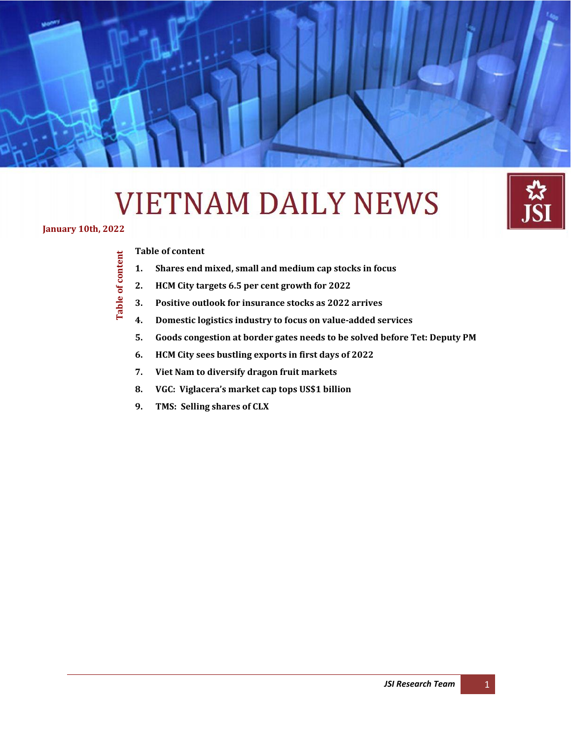# VIETNAM DAILY NEWS

**January 10th, 2022**

**Table of content**

1. **Shares end mixed, small and medium cap stocks in focus**
2. **HCM City targets 6.5 per cent growth for 2022**
3. **Positive outlook for insurance stocks as 2022 arrives**
4. **Domestic logistics industry to focus on value-added services**
5. **Goods congestion at border gates needs to be solved before Tet: Deputy PM**
6. **HCM City sees bustling exports in first days of 2022**
7. **Viet Nam to diversify dragon fruit markets**
8. **VGC: Viglacera's market cap tops US$1 billion**
9. **TMS: Selling shares of CLX**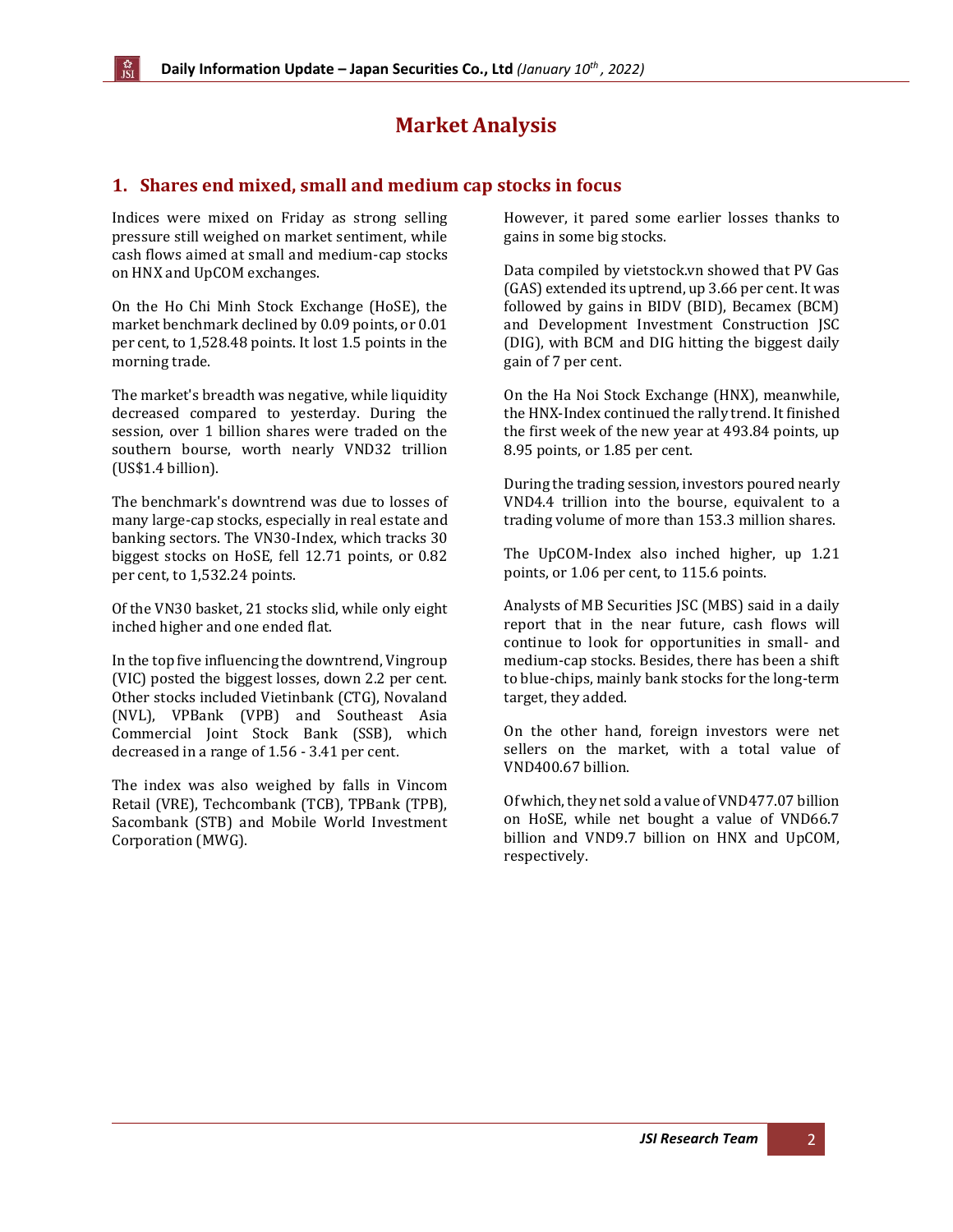# Market Analysis

## 1. Shares end mixed, small and medium cap stocks in focus

Indices were mixed on Friday as strong selling pressure still weighed on market sentiment, while cash flows aimed at small and medium-cap stocks on HNX and UpCOM exchanges.

On the Ho Chi Minh Stock Exchange (HoSE), the market benchmark declined by 0.09 points, or 0.01 per cent, to 1,528.48 points. It lost 1.5 points in the morning trade.

The market's breadth was negative, while liquidity decreased compared to yesterday. During the session, over 1 billion shares were traded on the southern bourse, worth nearly VND32 trillion (US$1.4 billion).

The benchmark's downtrend was due to losses of many large-cap stocks, especially in real estate and banking sectors. The VN30-Index, which tracks 30 biggest stocks on HoSE, fell 12.71 points, or 0.82 per cent, to 1,532.24 points.

Of the VN30 basket, 21 stocks slid, while only eight inched higher and one ended flat.

In the top five influencing the downtrend, Vingroup (VIC) posted the biggest losses, down 2.2 per cent. Other stocks included Vietinbank (CTG), Novaland (NVL), VPBank (VPB) and Southeast Asia Commercial Joint Stock Bank (SSB), which decreased in a range of 1.56 - 3.41 per cent.

The index was also weighed by falls in Vincom Retail (VRE), Techcombank (TCB), TPBank (TPB), Sacombank (STB) and Mobile World Investment Corporation (MWG).

However, it pared some earlier losses thanks to gains in some big stocks.

Data compiled by vietstock.vn showed that PV Gas (GAS) extended its uptrend, up 3.66 per cent. It was followed by gains in BIDV (BID), Becamex (BCM) and Development Investment Construction JSC (DIG), with BCM and DIG hitting the biggest daily gain of 7 per cent.

On the Ha Noi Stock Exchange (HNX), meanwhile, the HNX-Index continued the rally trend. It finished the first week of the new year at 493.84 points, up 8.95 points, or 1.85 per cent.

During the trading session, investors poured nearly VND4.4 trillion into the bourse, equivalent to a trading volume of more than 153.3 million shares.

The UpCOM-Index also inched higher, up 1.21 points, or 1.06 per cent, to 115.6 points.

Analysts of MB Securities JSC (MBS) said in a daily report that in the near future, cash flows will continue to look for opportunities in small- and medium-cap stocks. Besides, there has been a shift to blue-chips, mainly bank stocks for the long-term target, they added.

On the other hand, foreign investors were net sellers on the market, with a total value of VND400.67 billion.

Of which, they net sold a value of VND477.07 billion on HoSE, while net bought a value of VND66.7 billion and VND9.7 billion on HNX and UpCOM, respectively.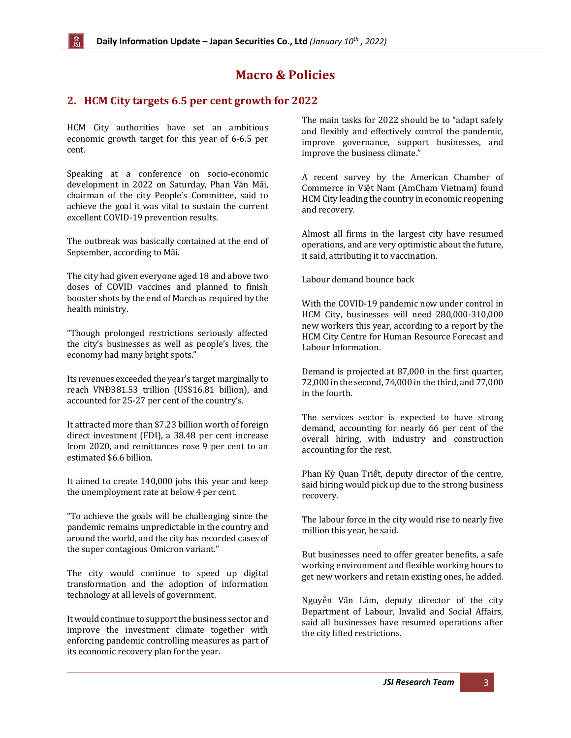# Macro & Policies

## 2. HCM City targets 6.5 per cent growth for 2022

HCM City authorities have set an ambitious economic growth target for this year of 6-6.5 per cent.

Speaking at a conference on socio-economic development in 2022 on Saturday, Phan Văn Mãi, chairman of the city People's Committee, said to achieve the goal it was vital to sustain the current excellent COVID-19 prevention results.

The outbreak was basically contained at the end of September, according to Mãi.

The city had given everyone aged 18 and above two doses of COVID vaccines and planned to finish booster shots by the end of March as required by the health ministry.

"Though prolonged restrictions seriously affected the city's businesses as well as people's lives, the economy had many bright spots."

Its revenues exceeded the year's target marginally to reach VNĐ381.53 trillion (US$16.81 billion), and accounted for 25-27 per cent of the country's.

It attracted more than $7.23 billion worth of foreign direct investment (FDI), a 38.48 per cent increase from 2020, and remittances rose 9 per cent to an estimated $6.6 billion.

It aimed to create 140,000 jobs this year and keep the unemployment rate at below 4 per cent.

"To achieve the goals will be challenging since the pandemic remains unpredictable in the country and around the world, and the city has recorded cases of the super contagious Omicron variant."

The city would continue to speed up digital transformation and the adoption of information technology at all levels of government.

It would continue to support the business sector and improve the investment climate together with enforcing pandemic controlling measures as part of its economic recovery plan for the year.

The main tasks for 2022 should be to "adapt safely and flexibly and effectively control the pandemic, improve governance, support businesses, and improve the business climate."

A recent survey by the American Chamber of Commerce in Việt Nam (AmCham Vietnam) found HCM City leading the country in economic reopening and recovery.

Almost all firms in the largest city have resumed operations, and are very optimistic about the future, it said, attributing it to vaccination.

Labour demand bounce back

With the COVID-19 pandemic now under control in HCM City, businesses will need 280,000-310,000 new workers this year, according to a report by the HCM City Centre for Human Resource Forecast and Labour Information.

Demand is projected at 87,000 in the first quarter, 72,000 in the second, 74,000 in the third, and 77,000 in the fourth.

The services sector is expected to have strong demand, accounting for nearly 66 per cent of the overall hiring, with industry and construction accounting for the rest.

Phan Kỳ Quan Triết, deputy director of the centre, said hiring would pick up due to the strong business recovery.

The labour force in the city would rise to nearly five million this year, he said.

But businesses need to offer greater benefits, a safe working environment and flexible working hours to get new workers and retain existing ones, he added.

Nguyễn Văn Lâm, deputy director of the city Department of Labour, Invalid and Social Affairs, said all businesses have resumed operations after the city lifted restrictions.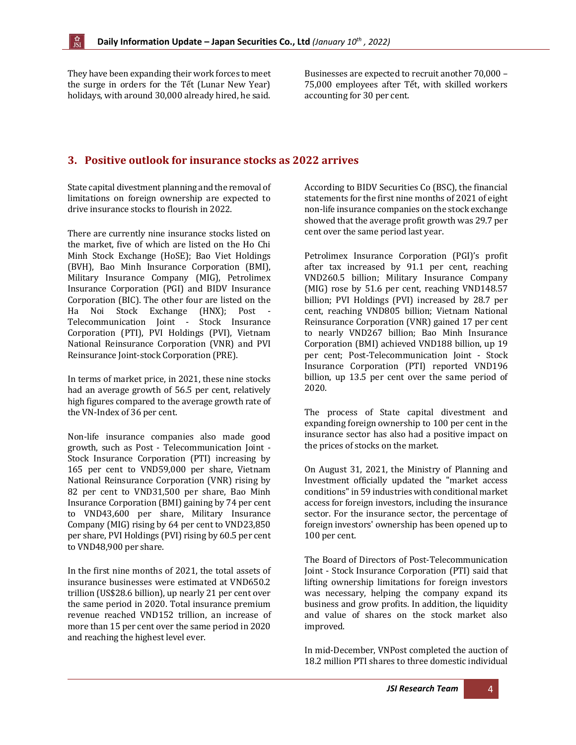They have been expanding their work forces to meet the surge in orders for the Tết (Lunar New Year) holidays, with around 30,000 already hired, he said.

Businesses are expected to recruit another 70,000 – 75,000 employees after Tết, with skilled workers accounting for 30 per cent.

## 3. Positive outlook for insurance stocks as 2022 arrives

State capital divestment planning and the removal of limitations on foreign ownership are expected to drive insurance stocks to flourish in 2022.

There are currently nine insurance stocks listed on the market, five of which are listed on the Ho Chi Minh Stock Exchange (HoSE); Bao Viet Holdings (BVH), Bao Minh Insurance Corporation (BMI), Military Insurance Company (MIG), Petrolimex Insurance Corporation (PGI) and BIDV Insurance Corporation (BIC). The other four are listed on the Ha Noi Stock Exchange (HNX); Post - Telecommunication Joint - Stock Insurance Corporation (PTI), PVI Holdings (PVI), Vietnam National Reinsurance Corporation (VNR) and PVI Reinsurance Joint-stock Corporation (PRE).

In terms of market price, in 2021, these nine stocks had an average growth of 56.5 per cent, relatively high figures compared to the average growth rate of the VN-Index of 36 per cent.

Non-life insurance companies also made good growth, such as Post - Telecommunication Joint - Stock Insurance Corporation (PTI) increasing by 165 per cent to VND59,000 per share, Vietnam National Reinsurance Corporation (VNR) rising by 82 per cent to VND31,500 per share, Bao Minh Insurance Corporation (BMI) gaining by 74 per cent to VND43,600 per share, Military Insurance Company (MIG) rising by 64 per cent to VND23,850 per share, PVI Holdings (PVI) rising by 60.5 per cent to VND48,900 per share.

In the first nine months of 2021, the total assets of insurance businesses were estimated at VND650.2 trillion (US$28.6 billion), up nearly 21 per cent over the same period in 2020. Total insurance premium revenue reached VND152 trillion, an increase of more than 15 per cent over the same period in 2020 and reaching the highest level ever.

According to BIDV Securities Co (BSC), the financial statements for the first nine months of 2021 of eight non-life insurance companies on the stock exchange showed that the average profit growth was 29.7 per cent over the same period last year.

Petrolimex Insurance Corporation (PGI)'s profit after tax increased by 91.1 per cent, reaching VND260.5 billion; Military Insurance Company (MIG) rose by 51.6 per cent, reaching VND148.57 billion; PVI Holdings (PVI) increased by 28.7 per cent, reaching VND805 billion; Vietnam National Reinsurance Corporation (VNR) gained 17 per cent to nearly VND267 billion; Bao Minh Insurance Corporation (BMI) achieved VND188 billion, up 19 per cent; Post-Telecommunication Joint - Stock Insurance Corporation (PTI) reported VND196 billion, up 13.5 per cent over the same period of 2020.

The process of State capital divestment and expanding foreign ownership to 100 per cent in the insurance sector has also had a positive impact on the prices of stocks on the market.

On August 31, 2021, the Ministry of Planning and Investment officially updated the "market access conditions" in 59 industries with conditional market access for foreign investors, including the insurance sector. For the insurance sector, the percentage of foreign investors' ownership has been opened up to 100 per cent.

The Board of Directors of Post-Telecommunication Joint - Stock Insurance Corporation (PTI) said that lifting ownership limitations for foreign investors was necessary, helping the company expand its business and grow profits. In addition, the liquidity and value of shares on the stock market also improved.

In mid-December, VNPost completed the auction of 18.2 million PTI shares to three domestic individual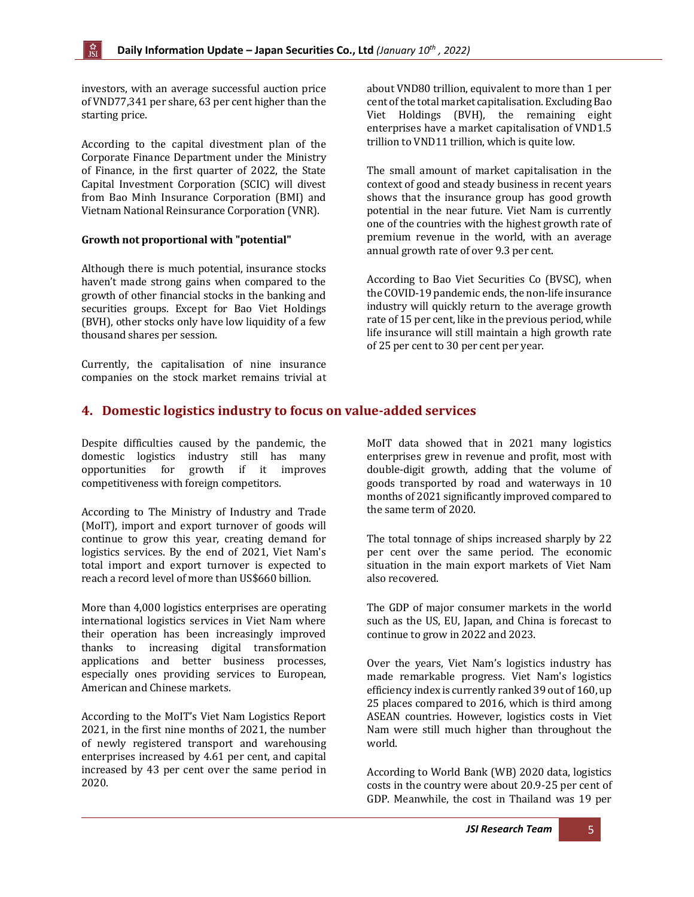investors, with an average successful auction price of VND77,341 per share, 63 per cent higher than the starting price.

According to the capital divestment plan of the Corporate Finance Department under the Ministry of Finance, in the first quarter of 2022, the State Capital Investment Corporation (SCIC) will divest from Bao Minh Insurance Corporation (BMI) and Vietnam National Reinsurance Corporation (VNR).

**Growth not proportional with "potential"**

Although there is much potential, insurance stocks haven't made strong gains when compared to the growth of other financial stocks in the banking and securities groups. Except for Bao Viet Holdings (BVH), other stocks only have low liquidity of a few thousand shares per session.

Currently, the capitalisation of nine insurance companies on the stock market remains trivial at about VND80 trillion, equivalent to more than 1 per cent of the total market capitalisation. Excluding Bao Viet Holdings (BVH), the remaining eight enterprises have a market capitalisation of VND1.5 trillion to VND11 trillion, which is quite low.

The small amount of market capitalisation in the context of good and steady business in recent years shows that the insurance group has good growth potential in the near future. Viet Nam is currently one of the countries with the highest growth rate of premium revenue in the world, with an average annual growth rate of over 9.3 per cent.

According to Bao Viet Securities Co (BVSC), when the COVID-19 pandemic ends, the non-life insurance industry will quickly return to the average growth rate of 15 per cent, like in the previous period, while life insurance will still maintain a high growth rate of 25 per cent to 30 per cent per year.

## 4. Domestic logistics industry to focus on value-added services

Despite difficulties caused by the pandemic, the domestic logistics industry still has many opportunities for growth if it improves competitiveness with foreign competitors.

According to The Ministry of Industry and Trade (MoIT), import and export turnover of goods will continue to grow this year, creating demand for logistics services. By the end of 2021, Viet Nam's total import and export turnover is expected to reach a record level of more than US$660 billion.

More than 4,000 logistics enterprises are operating international logistics services in Viet Nam where their operation has been increasingly improved thanks to increasing digital transformation applications and better business processes, especially ones providing services to European, American and Chinese markets.

According to the MoIT's Viet Nam Logistics Report 2021, in the first nine months of 2021, the number of newly registered transport and warehousing enterprises increased by 4.61 per cent, and capital increased by 43 per cent over the same period in 2020.

MoIT data showed that in 2021 many logistics enterprises grew in revenue and profit, most with double-digit growth, adding that the volume of goods transported by road and waterways in 10 months of 2021 significantly improved compared to the same term of 2020.

The total tonnage of ships increased sharply by 22 per cent over the same period. The economic situation in the main export markets of Viet Nam also recovered.

The GDP of major consumer markets in the world such as the US, EU, Japan, and China is forecast to continue to grow in 2022 and 2023.

Over the years, Viet Nam's logistics industry has made remarkable progress. Viet Nam's logistics efficiency index is currently ranked 39 out of 160, up 25 places compared to 2016, which is third among ASEAN countries. However, logistics costs in Viet Nam were still much higher than throughout the world.

According to World Bank (WB) 2020 data, logistics costs in the country were about 20.9-25 per cent of GDP. Meanwhile, the cost in Thailand was 19 per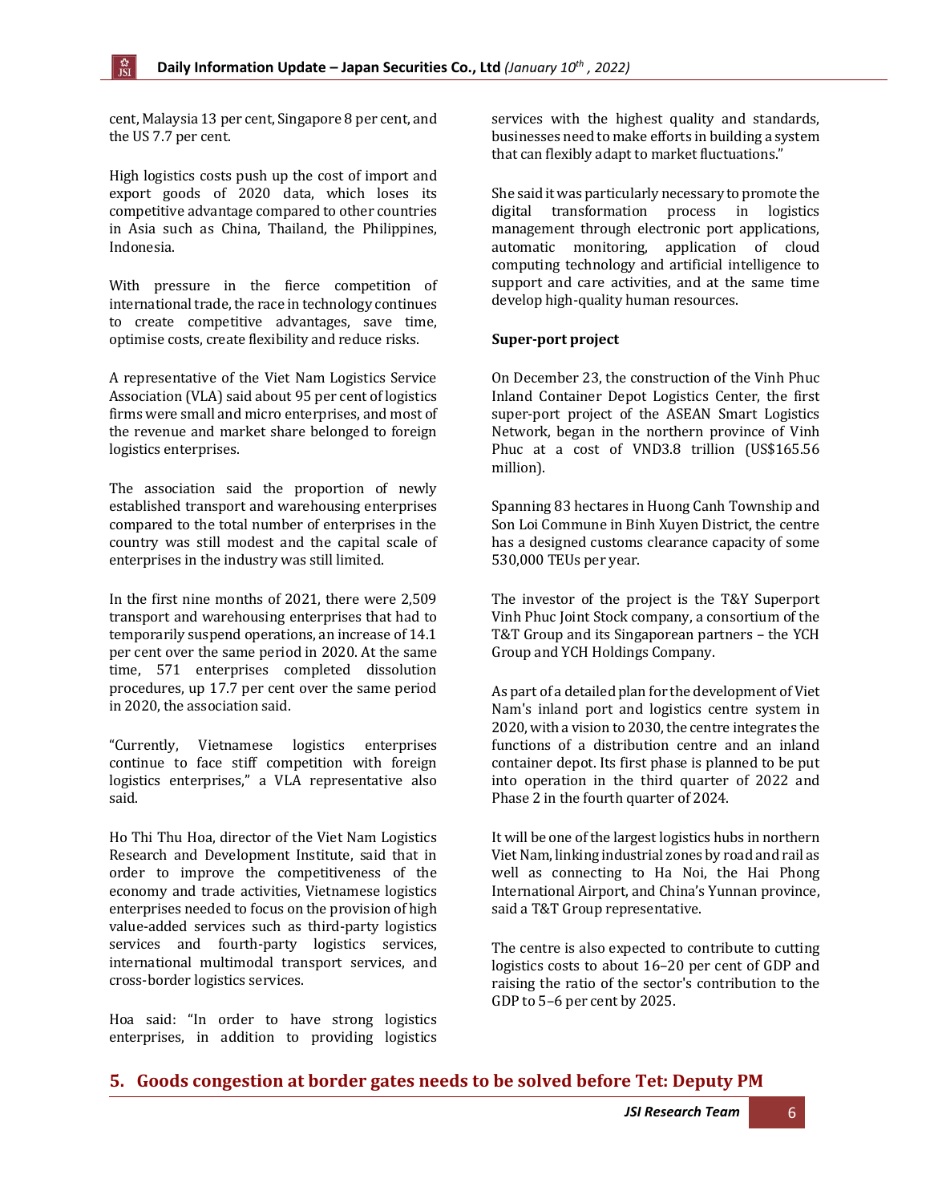cent, Malaysia 13 per cent, Singapore 8 per cent, and the US 7.7 per cent.

High logistics costs push up the cost of import and export goods of 2020 data, which loses its competitive advantage compared to other countries in Asia such as China, Thailand, the Philippines, Indonesia.

With pressure in the fierce competition of international trade, the race in technology continues to create competitive advantages, save time, optimise costs, create flexibility and reduce risks.

A representative of the Viet Nam Logistics Service Association (VLA) said about 95 per cent of logistics firms were small and micro enterprises, and most of the revenue and market share belonged to foreign logistics enterprises.

The association said the proportion of newly established transport and warehousing enterprises compared to the total number of enterprises in the country was still modest and the capital scale of enterprises in the industry was still limited.

In the first nine months of 2021, there were 2,509 transport and warehousing enterprises that had to temporarily suspend operations, an increase of 14.1 per cent over the same period in 2020. At the same time, 571 enterprises completed dissolution procedures, up 17.7 per cent over the same period in 2020, the association said.

"Currently, Vietnamese logistics enterprises continue to face stiff competition with foreign logistics enterprises," a VLA representative also said.

Ho Thi Thu Hoa, director of the Viet Nam Logistics Research and Development Institute, said that in order to improve the competitiveness of the economy and trade activities, Vietnamese logistics enterprises needed to focus on the provision of high value-added services such as third-party logistics services and fourth-party logistics services, international multimodal transport services, and cross-border logistics services.

Hoa said: "In order to have strong logistics enterprises, in addition to providing logistics services with the highest quality and standards, businesses need to make efforts in building a system that can flexibly adapt to market fluctuations."

She said it was particularly necessary to promote the digital transformation process in logistics management through electronic port applications, automatic monitoring, application of cloud computing technology and artificial intelligence to support and care activities, and at the same time develop high-quality human resources.

**Super-port project**

On December 23, the construction of the Vinh Phuc Inland Container Depot Logistics Center, the first super-port project of the ASEAN Smart Logistics Network, began in the northern province of Vinh Phuc at a cost of VND3.8 trillion (US$165.56 million).

Spanning 83 hectares in Huong Canh Township and Son Loi Commune in Binh Xuyen District, the centre has a designed customs clearance capacity of some 530,000 TEUs per year.

The investor of the project is the T&Y Superport Vinh Phuc Joint Stock company, a consortium of the T&T Group and its Singaporean partners – the YCH Group and YCH Holdings Company.

As part of a detailed plan for the development of Viet Nam's inland port and logistics centre system in 2020, with a vision to 2030, the centre integrates the functions of a distribution centre and an inland container depot. Its first phase is planned to be put into operation in the third quarter of 2022 and Phase 2 in the fourth quarter of 2024.

It will be one of the largest logistics hubs in northern Viet Nam, linking industrial zones by road and rail as well as connecting to Ha Noi, the Hai Phong International Airport, and China's Yunnan province, said a T&T Group representative.

The centre is also expected to contribute to cutting logistics costs to about 16–20 per cent of GDP and raising the ratio of the sector's contribution to the GDP to 5–6 per cent by 2025.

## 5. Goods congestion at border gates needs to be solved before Tet: Deputy PM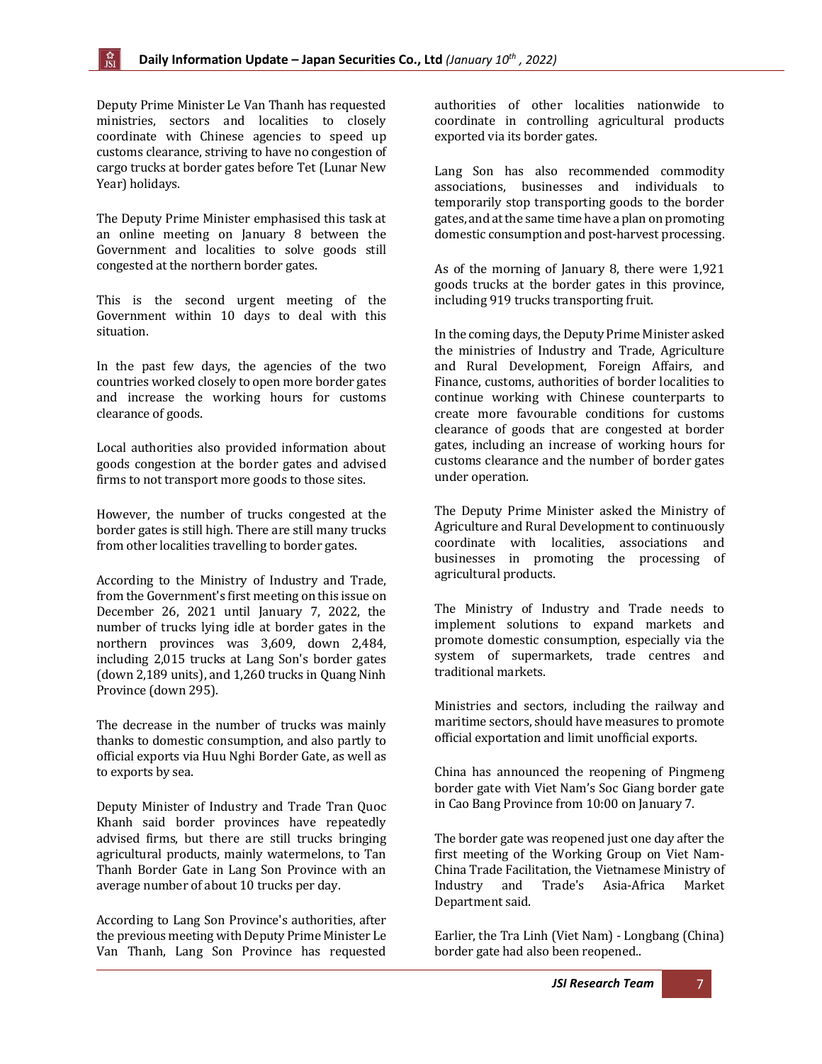Deputy Prime Minister Le Van Thanh has requested ministries, sectors and localities to closely coordinate with Chinese agencies to speed up customs clearance, striving to have no congestion of cargo trucks at border gates before Tet (Lunar New Year) holidays.

The Deputy Prime Minister emphasised this task at an online meeting on January 8 between the Government and localities to solve goods still congested at the northern border gates.

This is the second urgent meeting of the Government within 10 days to deal with this situation.

In the past few days, the agencies of the two countries worked closely to open more border gates and increase the working hours for customs clearance of goods.

Local authorities also provided information about goods congestion at the border gates and advised firms to not transport more goods to those sites.

However, the number of trucks congested at the border gates is still high. There are still many trucks from other localities travelling to border gates.

According to the Ministry of Industry and Trade, from the Government's first meeting on this issue on December 26, 2021 until January 7, 2022, the number of trucks lying idle at border gates in the northern provinces was 3,609, down 2,484, including 2,015 trucks at Lang Son's border gates (down 2,189 units), and 1,260 trucks in Quang Ninh Province (down 295).

The decrease in the number of trucks was mainly thanks to domestic consumption, and also partly to official exports via Huu Nghi Border Gate, as well as to exports by sea.

Deputy Minister of Industry and Trade Tran Quoc Khanh said border provinces have repeatedly advised firms, but there are still trucks bringing agricultural products, mainly watermelons, to Tan Thanh Border Gate in Lang Son Province with an average number of about 10 trucks per day.

According to Lang Son Province's authorities, after the previous meeting with Deputy Prime Minister Le Van Thanh, Lang Son Province has requested authorities of other localities nationwide to coordinate in controlling agricultural products exported via its border gates.

Lang Son has also recommended commodity associations, businesses and individuals to temporarily stop transporting goods to the border gates, and at the same time have a plan on promoting domestic consumption and post-harvest processing.

As of the morning of January 8, there were 1,921 goods trucks at the border gates in this province, including 919 trucks transporting fruit.

In the coming days, the Deputy Prime Minister asked the ministries of Industry and Trade, Agriculture and Rural Development, Foreign Affairs, and Finance, customs, authorities of border localities to continue working with Chinese counterparts to create more favourable conditions for customs clearance of goods that are congested at border gates, including an increase of working hours for customs clearance and the number of border gates under operation.

The Deputy Prime Minister asked the Ministry of Agriculture and Rural Development to continuously coordinate with localities, associations and businesses in promoting the processing of agricultural products.

The Ministry of Industry and Trade needs to implement solutions to expand markets and promote domestic consumption, especially via the system of supermarkets, trade centres and traditional markets.

Ministries and sectors, including the railway and maritime sectors, should have measures to promote official exportation and limit unofficial exports.

China has announced the reopening of Pingmeng border gate with Viet Nam's Soc Giang border gate in Cao Bang Province from 10:00 on January 7.

The border gate was reopened just one day after the first meeting of the Working Group on Viet Nam-China Trade Facilitation, the Vietnamese Ministry of Industry and Trade's Asia-Africa Market Department said.

Earlier, the Tra Linh (Viet Nam) - Longbang (China) border gate had also been reopened..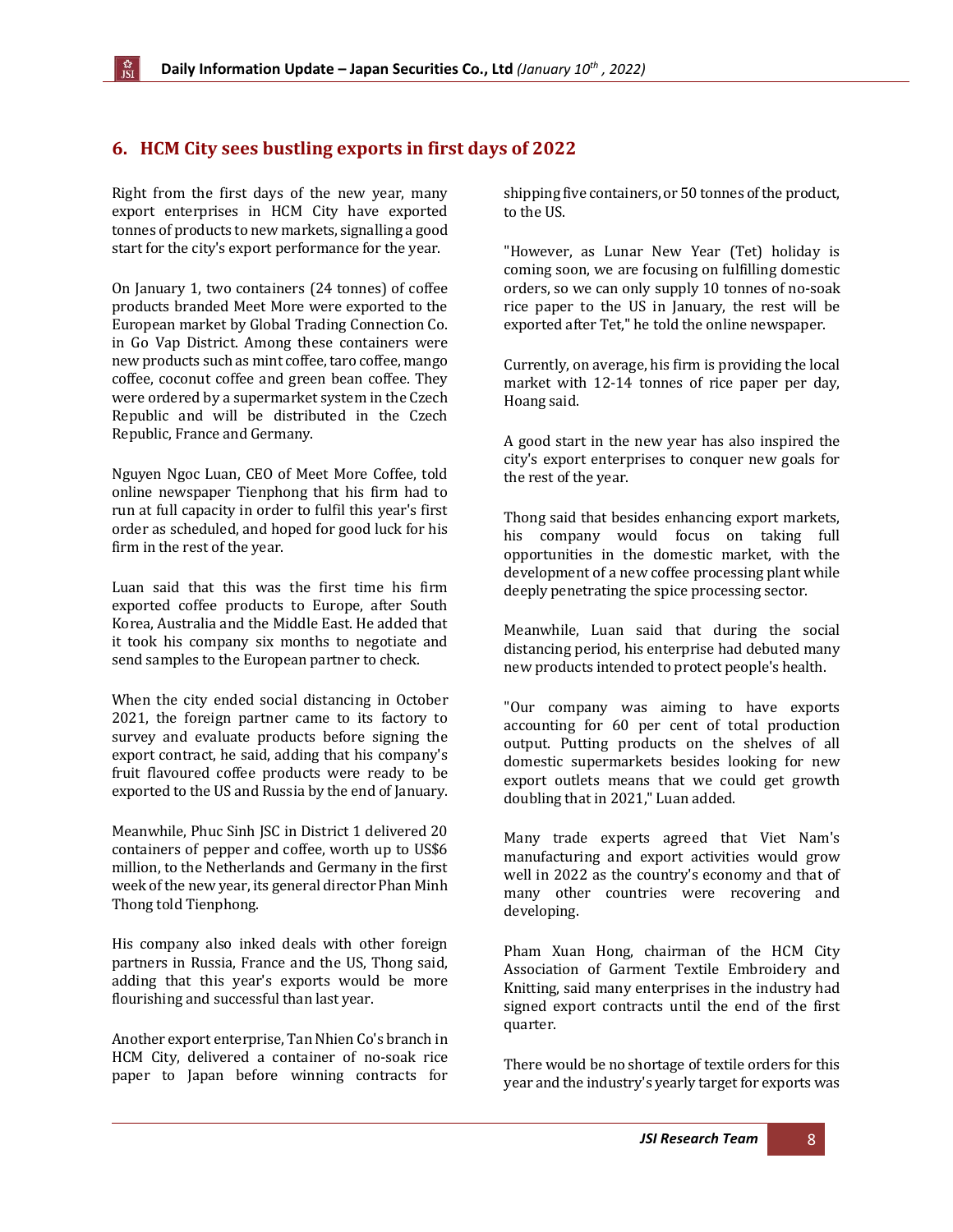## 6. HCM City sees bustling exports in first days of 2022

Right from the first days of the new year, many export enterprises in HCM City have exported tonnes of products to new markets, signalling a good start for the city's export performance for the year.

On January 1, two containers (24 tonnes) of coffee products branded Meet More were exported to the European market by Global Trading Connection Co. in Go Vap District. Among these containers were new products such as mint coffee, taro coffee, mango coffee, coconut coffee and green bean coffee. They were ordered by a supermarket system in the Czech Republic and will be distributed in the Czech Republic, France and Germany.

Nguyen Ngoc Luan, CEO of Meet More Coffee, told online newspaper Tienphong that his firm had to run at full capacity in order to fulfil this year's first order as scheduled, and hoped for good luck for his firm in the rest of the year.

Luan said that this was the first time his firm exported coffee products to Europe, after South Korea, Australia and the Middle East. He added that it took his company six months to negotiate and send samples to the European partner to check.

When the city ended social distancing in October 2021, the foreign partner came to its factory to survey and evaluate products before signing the export contract, he said, adding that his company's fruit flavoured coffee products were ready to be exported to the US and Russia by the end of January.

Meanwhile, Phuc Sinh JSC in District 1 delivered 20 containers of pepper and coffee, worth up to US$6 million, to the Netherlands and Germany in the first week of the new year, its general director Phan Minh Thong told Tienphong.

His company also inked deals with other foreign partners in Russia, France and the US, Thong said, adding that this year's exports would be more flourishing and successful than last year.

Another export enterprise, Tan Nhien Co's branch in HCM City, delivered a container of no-soak rice paper to Japan before winning contracts for shipping five containers, or 50 tonnes of the product, to the US.

"However, as Lunar New Year (Tet) holiday is coming soon, we are focusing on fulfilling domestic orders, so we can only supply 10 tonnes of no-soak rice paper to the US in January, the rest will be exported after Tet," he told the online newspaper.

Currently, on average, his firm is providing the local market with 12-14 tonnes of rice paper per day, Hoang said.

A good start in the new year has also inspired the city's export enterprises to conquer new goals for the rest of the year.

Thong said that besides enhancing export markets, his company would focus on taking full opportunities in the domestic market, with the development of a new coffee processing plant while deeply penetrating the spice processing sector.

Meanwhile, Luan said that during the social distancing period, his enterprise had debuted many new products intended to protect people's health.

"Our company was aiming to have exports accounting for 60 per cent of total production output. Putting products on the shelves of all domestic supermarkets besides looking for new export outlets means that we could get growth doubling that in 2021," Luan added.

Many trade experts agreed that Viet Nam's manufacturing and export activities would grow well in 2022 as the country's economy and that of many other countries were recovering and developing.

Pham Xuan Hong, chairman of the HCM City Association of Garment Textile Embroidery and Knitting, said many enterprises in the industry had signed export contracts until the end of the first quarter.

There would be no shortage of textile orders for this year and the industry's yearly target for exports was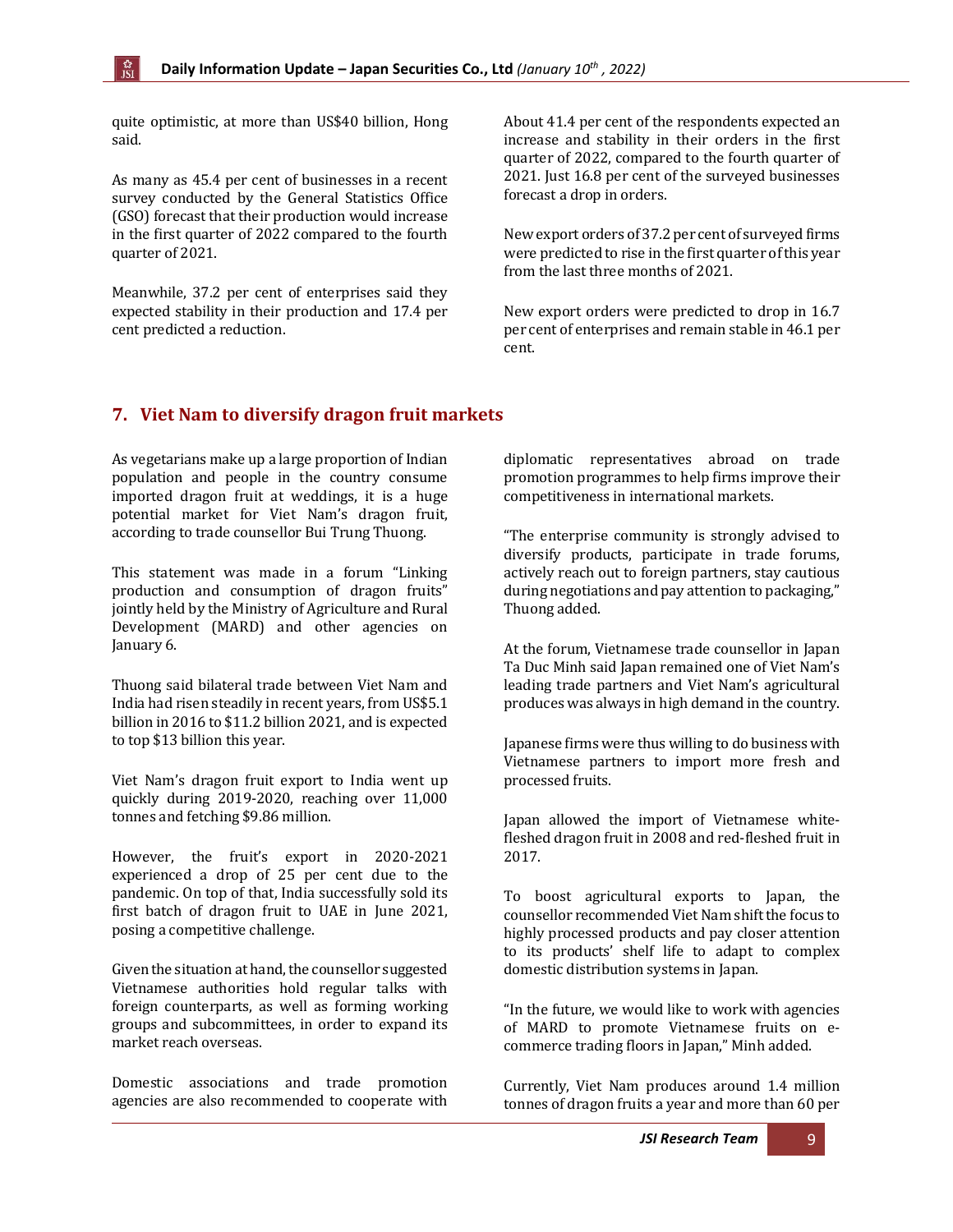quite optimistic, at more than US$40 billion, Hong said.

As many as 45.4 per cent of businesses in a recent survey conducted by the General Statistics Office (GSO) forecast that their production would increase in the first quarter of 2022 compared to the fourth quarter of 2021.

Meanwhile, 37.2 per cent of enterprises said they expected stability in their production and 17.4 per cent predicted a reduction.

About 41.4 per cent of the respondents expected an increase and stability in their orders in the first quarter of 2022, compared to the fourth quarter of 2021. Just 16.8 per cent of the surveyed businesses forecast a drop in orders.

New export orders of 37.2 per cent of surveyed firms were predicted to rise in the first quarter of this year from the last three months of 2021.

New export orders were predicted to drop in 16.7 per cent of enterprises and remain stable in 46.1 per cent.

## 7. Viet Nam to diversify dragon fruit markets

As vegetarians make up a large proportion of Indian population and people in the country consume imported dragon fruit at weddings, it is a huge potential market for Viet Nam's dragon fruit, according to trade counsellor Bui Trung Thuong.

This statement was made in a forum "Linking production and consumption of dragon fruits" jointly held by the Ministry of Agriculture and Rural Development (MARD) and other agencies on January 6.

Thuong said bilateral trade between Viet Nam and India had risen steadily in recent years, from US$5.1 billion in 2016 to $11.2 billion 2021, and is expected to top $13 billion this year.

Viet Nam's dragon fruit export to India went up quickly during 2019-2020, reaching over 11,000 tonnes and fetching $9.86 million.

However, the fruit's export in 2020-2021 experienced a drop of 25 per cent due to the pandemic. On top of that, India successfully sold its first batch of dragon fruit to UAE in June 2021, posing a competitive challenge.

Given the situation at hand, the counsellor suggested Vietnamese authorities hold regular talks with foreign counterparts, as well as forming working groups and subcommittees, in order to expand its market reach overseas.

Domestic associations and trade promotion agencies are also recommended to cooperate with diplomatic representatives abroad on trade promotion programmes to help firms improve their competitiveness in international markets.

"The enterprise community is strongly advised to diversify products, participate in trade forums, actively reach out to foreign partners, stay cautious during negotiations and pay attention to packaging," Thuong added.

At the forum, Vietnamese trade counsellor in Japan Ta Duc Minh said Japan remained one of Viet Nam's leading trade partners and Viet Nam's agricultural produces was always in high demand in the country.

Japanese firms were thus willing to do business with Vietnamese partners to import more fresh and processed fruits.

Japan allowed the import of Vietnamese white-fleshed dragon fruit in 2008 and red-fleshed fruit in 2017.

To boost agricultural exports to Japan, the counsellor recommended Viet Nam shift the focus to highly processed products and pay closer attention to its products' shelf life to adapt to complex domestic distribution systems in Japan.

"In the future, we would like to work with agencies of MARD to promote Vietnamese fruits on e-commerce trading floors in Japan," Minh added.

Currently, Viet Nam produces around 1.4 million tonnes of dragon fruits a year and more than 60 per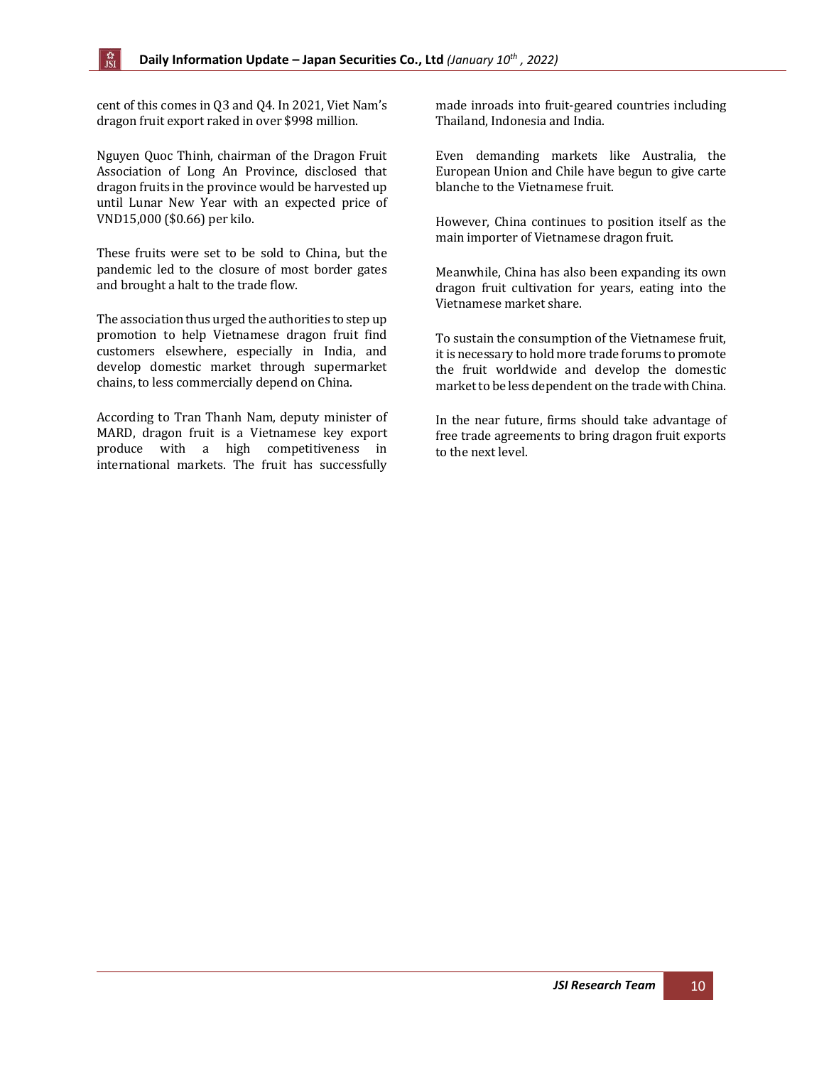cent of this comes in Q3 and Q4. In 2021, Viet Nam's dragon fruit export raked in over $998 million.

Nguyen Quoc Thinh, chairman of the Dragon Fruit Association of Long An Province, disclosed that dragon fruits in the province would be harvested up until Lunar New Year with an expected price of VND15,000 ($0.66) per kilo.

These fruits were set to be sold to China, but the pandemic led to the closure of most border gates and brought a halt to the trade flow.

The association thus urged the authorities to step up promotion to help Vietnamese dragon fruit find customers elsewhere, especially in India, and develop domestic market through supermarket chains, to less commercially depend on China.

According to Tran Thanh Nam, deputy minister of MARD, dragon fruit is a Vietnamese key export produce with a high competitiveness in international markets. The fruit has successfully made inroads into fruit-geared countries including Thailand, Indonesia and India.

Even demanding markets like Australia, the European Union and Chile have begun to give carte blanche to the Vietnamese fruit.

However, China continues to position itself as the main importer of Vietnamese dragon fruit.

Meanwhile, China has also been expanding its own dragon fruit cultivation for years, eating into the Vietnamese market share.

To sustain the consumption of the Vietnamese fruit, it is necessary to hold more trade forums to promote the fruit worldwide and develop the domestic market to be less dependent on the trade with China.

In the near future, firms should take advantage of free trade agreements to bring dragon fruit exports to the next level.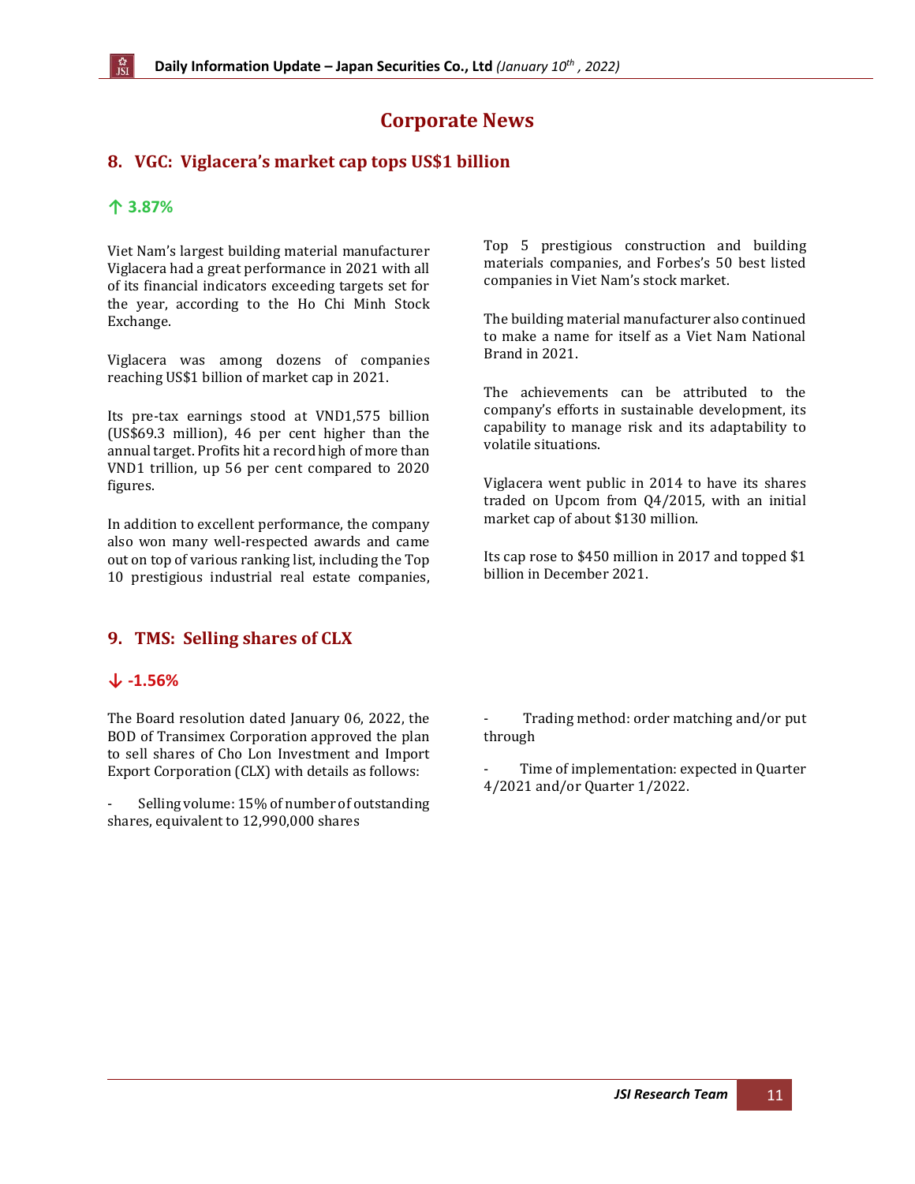# Corporate News

## 8. VGC: Viglacera's market cap tops US$1 billion

**↑ 3.87%**

Viet Nam's largest building material manufacturer Viglacera had a great performance in 2021 with all of its financial indicators exceeding targets set for the year, according to the Ho Chi Minh Stock Exchange.

Viglacera was among dozens of companies reaching US$1 billion of market cap in 2021.

Its pre-tax earnings stood at VND1,575 billion (US$69.3 million), 46 per cent higher than the annual target. Profits hit a record high of more than VND1 trillion, up 56 per cent compared to 2020 figures.

In addition to excellent performance, the company also won many well-respected awards and came out on top of various ranking list, including the Top 10 prestigious industrial real estate companies, Top 5 prestigious construction and building materials companies, and Forbes's 50 best listed companies in Viet Nam's stock market.

The building material manufacturer also continued to make a name for itself as a Viet Nam National Brand in 2021.

The achievements can be attributed to the company's efforts in sustainable development, its capability to manage risk and its adaptability to volatile situations.

Viglacera went public in 2014 to have its shares traded on Upcom from Q4/2015, with an initial market cap of about $130 million.

Its cap rose to $450 million in 2017 and topped $1 billion in December 2021.

## 9. TMS: Selling shares of CLX

**↓ -1.56%**

The Board resolution dated January 06, 2022, the BOD of Transimex Corporation approved the plan to sell shares of Cho Lon Investment and Import Export Corporation (CLX) with details as follows:

- Selling volume: 15% of number of outstanding shares, equivalent to 12,990,000 shares
- Trading method: order matching and/or put through
- Time of implementation: expected in Quarter 4/2021 and/or Quarter 1/2022.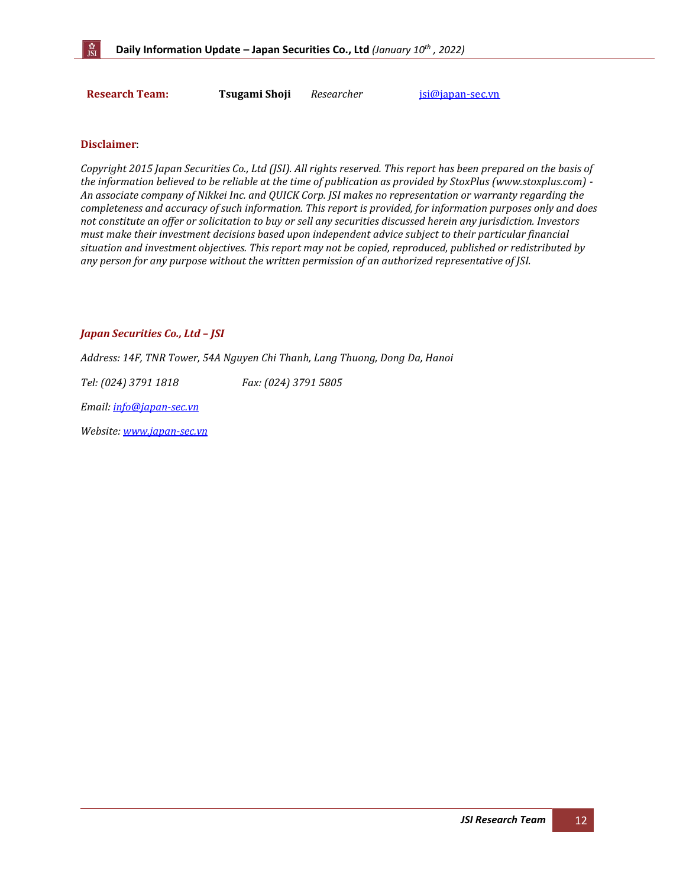**Research Team:** **Tsugami Shoji** *Researcher* jsi@japan-sec.vn

**Disclaimer**:

*Copyright 2015 Japan Securities Co., Ltd (JSI). All rights reserved. This report has been prepared on the basis of the information believed to be reliable at the time of publication as provided by StoxPlus (www.stoxplus.com) - An associate company of Nikkei Inc. and QUICK Corp. JSI makes no representation or warranty regarding the completeness and accuracy of such information. This report is provided, for information purposes only and does not constitute an offer or solicitation to buy or sell any securities discussed herein any jurisdiction. Investors must make their investment decisions based upon independent advice subject to their particular financial situation and investment objectives. This report may not be copied, reproduced, published or redistributed by any person for any purpose without the written permission of an authorized representative of JSI.*

***Japan Securities Co., Ltd – JSI***

*Address: 14F, TNR Tower, 54A Nguyen Chi Thanh, Lang Thuong, Dong Da, Hanoi*

*Tel: (024) 3791 1818* *Fax: (024) 3791 5805*

*Email: info@japan-sec.vn*

*Website: www.japan-sec.vn*